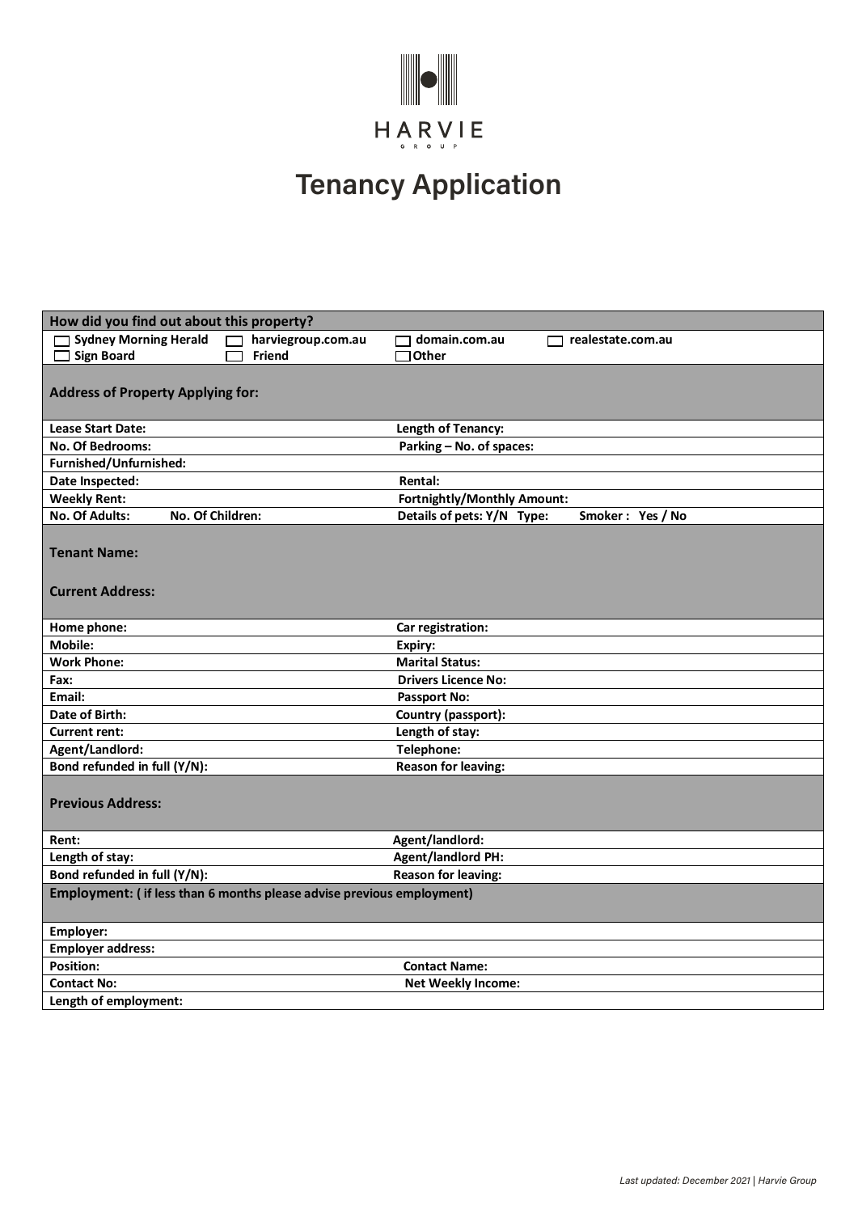HARVIE

GROUP

# Tenancy Application

| How did you find out about this property? | |
|---|---|
| ☐ Sydney Morning Herald ☐ harviegroup.com.au<br>☐ Sign Board ☐ Friend | ☐ domain.com.au ☐ realestate.com.au<br>☐ Other |
| **Address of Property Applying for:** | |
| **Lease Start Date:** | **Length of Tenancy:** |
| **No. Of Bedrooms:** | **Parking – No. of spaces:** |
| **Furnished/Unfurnished:** | |
| **Date Inspected:** | **Rental:** |
| **Weekly Rent:** | **Fortnightly/Monthly Amount:** |
| **No. Of Adults:** **No. Of Children:** | **Details of pets: Y/N Type:** **Smoker : Yes / No** |
| **Tenant Name:**<br><br>**Current Address:** | |
| **Home phone:** | **Car registration:** |
| **Mobile:** | **Expiry:** |
| **Work Phone:** | **Marital Status:** |
| **Fax:** | **Drivers Licence No:** |
| **Email:** | **Passport No:** |
| **Date of Birth:** | **Country (passport):** |
| **Current rent:** | **Length of stay:** |
| **Agent/Landlord:** | **Telephone:** |
| **Bond refunded in full (Y/N):** | **Reason for leaving:** |
| **Previous Address:** | |
| **Rent:** | **Agent/landlord:** |
| **Length of stay:** | **Agent/landlord PH:** |
| **Bond refunded in full (Y/N):** | **Reason for leaving:** |
| **Employment: ( if less than 6 months please advise previous employment)** | |
| **Employer:** | |
| **Employer address:** | |
| **Position:** | **Contact Name:** |
| **Contact No:** | **Net Weekly Income:** |
| **Length of employment:** | |

*Last updated: December 2021 | Harvie Group*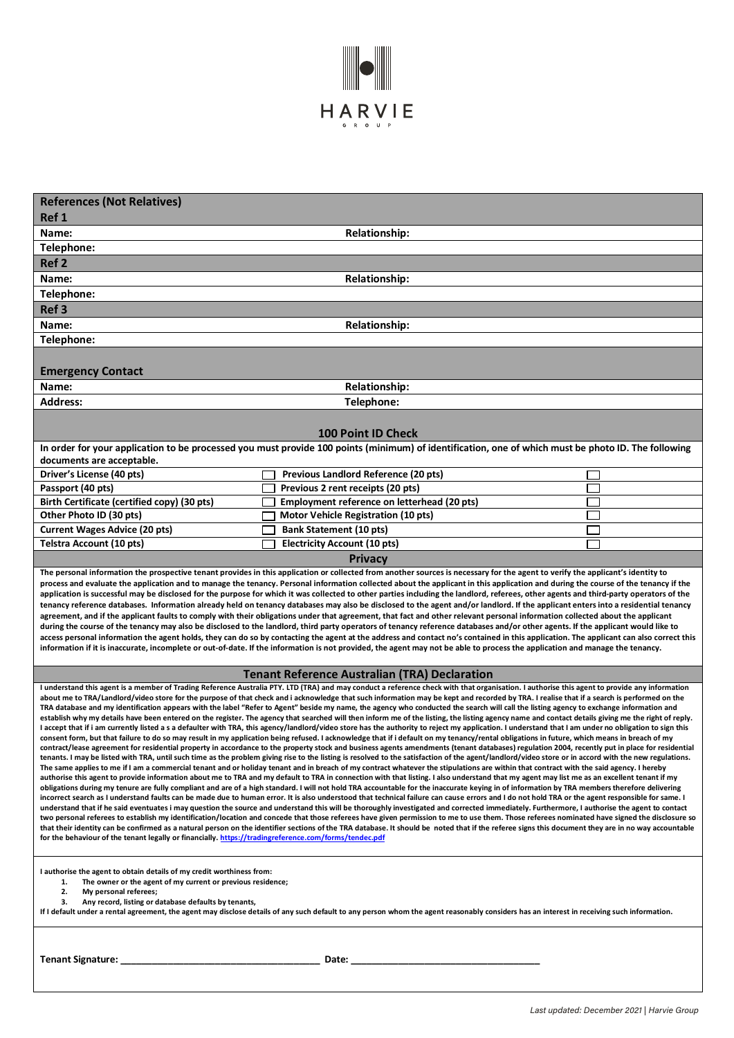HARVIE

GROUP

| References (Not Relatives) | |
|---|---|
| **Ref 1** | |
| **Name:** | **Relationship:** |
| **Telephone:** | |
| **Ref 2** | |
| **Name:** | **Relationship:** |
| **Telephone:** | |
| **Ref 3** | |
| **Name:** | **Relationship:** |
| **Telephone:** | |

| Emergency Contact | |
|---|---|
| **Name:** | **Relationship:** |
| **Address:** | **Telephone:** |

## 100 Point ID Check

**In order for your application to be processed you must provide 100 points (minimum) of identification, one of which must be photo ID. The following documents are acceptable.**

| Document | ☐ | Document | ☐ |
|---|---|---|---|
| Driver's License (40 pts) | ☐ | Previous Landlord Reference (20 pts) | ☐ |
| Passport (40 pts) | ☐ | Previous 2 rent receipts (20 pts) | ☐ |
| Birth Certificate (certified copy) (30 pts) | ☐ | Employment reference on letterhead (20 pts) | ☐ |
| Other Photo ID (30 pts) | ☐ | Motor Vehicle Registration (10 pts) | ☐ |
| Current Wages Advice (20 pts) | ☐ | Bank Statement (10 pts) | ☐ |
| Telstra Account (10 pts) | ☐ | Electricity Account (10 pts) | ☐ |

## Privacy

**The personal information the prospective tenant provides in this application or collected from another sources is necessary for the agent to verify the applicant's identity to process and evaluate the application and to manage the tenancy. Personal information collected about the applicant in this application and during the course of the tenancy if the application is successful may be disclosed for the purpose for which it was collected to other parties including the landlord, referees, other agents and third-party operators of the tenancy reference databases. Information already held on tenancy databases may also be disclosed to the agent and/or landlord. If the applicant enters into a residential tenancy agreement, and if the applicant faults to comply with their obligations under that agreement, that fact and other relevant personal information collected about the applicant during the course of the tenancy may also be disclosed to the landlord, third party operators of tenancy reference databases and/or other agents. If the applicant would like to access personal information the agent holds, they can do so by contacting the agent at the address and contact no's contained in this application. The applicant can also correct this information if it is inaccurate, incomplete or out-of-date. If the information is not provided, the agent may not be able to process the application and manage the tenancy.**

## Tenant Reference Australian (TRA) Declaration

**I understand this agent is a member of Trading Reference Australia PTY. LTD (TRA) and may conduct a reference check with that organisation. I authorise this agent to provide any information about me to TRA/Landlord/video store for the purpose of that check and i acknowledge that such information may be kept and recorded by TRA. I realise that if a search is performed on the TRA database and my identification appears with the label "Refer to Agent" beside my name, the agency who conducted the search will call the listing agency to exchange information and establish why my details have been entered on the register. The agency that searched will then inform me of the listing, the listing agency name and contact details giving me the right of reply. I accept that if i am currently listed a s a defaulter with TRA, this agency/landlord/video store has the authority to reject my application. I understand that I am under no obligation to sign this consent form, but that failure to do so may result in my application being refused. I acknowledge that if i default on my tenancy/rental obligations in future, which means in breach of my contract/lease agreement for residential property in accordance to the property stock and business agents amendments (tenant databases) regulation 2004, recently put in place for residential tenants. I may be listed with TRA, until such time as the problem giving rise to the listing is resolved to the satisfaction of the agent/landlord/video store or in accord with the new regulations. The same applies to me if I am a commercial tenant and or holiday tenant and in breach of my contract whatever the stipulations are within that contract with the said agency. I hereby authorise this agent to provide information about me to TRA and my default to TRA in connection with that listing. I also understand that my agent may list me as an excellent tenant if my obligations during my tenure are fully compliant and are of a high standard. I will not hold TRA accountable for the inaccurate keying in of information by TRA members therefore delivering incorrect search as I understand faults can be made due to human error. It is also understood that technical failure can cause errors and I do not hold TRA or the agent responsible for same. I understand that if he said eventuates i may question the source and understand this will be thoroughly investigated and corrected immediately. Furthermore, I authorise the agent to contact two personal referees to establish my identification/location and concede that those referees have given permission to me to use them. Those referees nominated have signed the disclosure so that their identity can be confirmed as a natural person on the identifier sections of the TRA database. It should be noted that if the referee signs this document they are in no way accountable for the behaviour of the tenant legally or financially. [https://tradingreference.com/forms/tendec.pdf](https://tradingreference.com/forms/tendec.pdf)**

**I authorise the agent to obtain details of my credit worthiness from:**

1. **The owner or the agent of my current or previous residence;**
2. **My personal referees;**
3. **Any record, listing or database defaults by tenants,**

**If I default under a rental agreement, the agent may disclose details of any such default to any person whom the agent reasonably considers has an interest in receiving such information.**

**Tenant Signature:** ______________________________________ **Date:** ___________________________________

*Last updated: December 2021 | Harvie Group*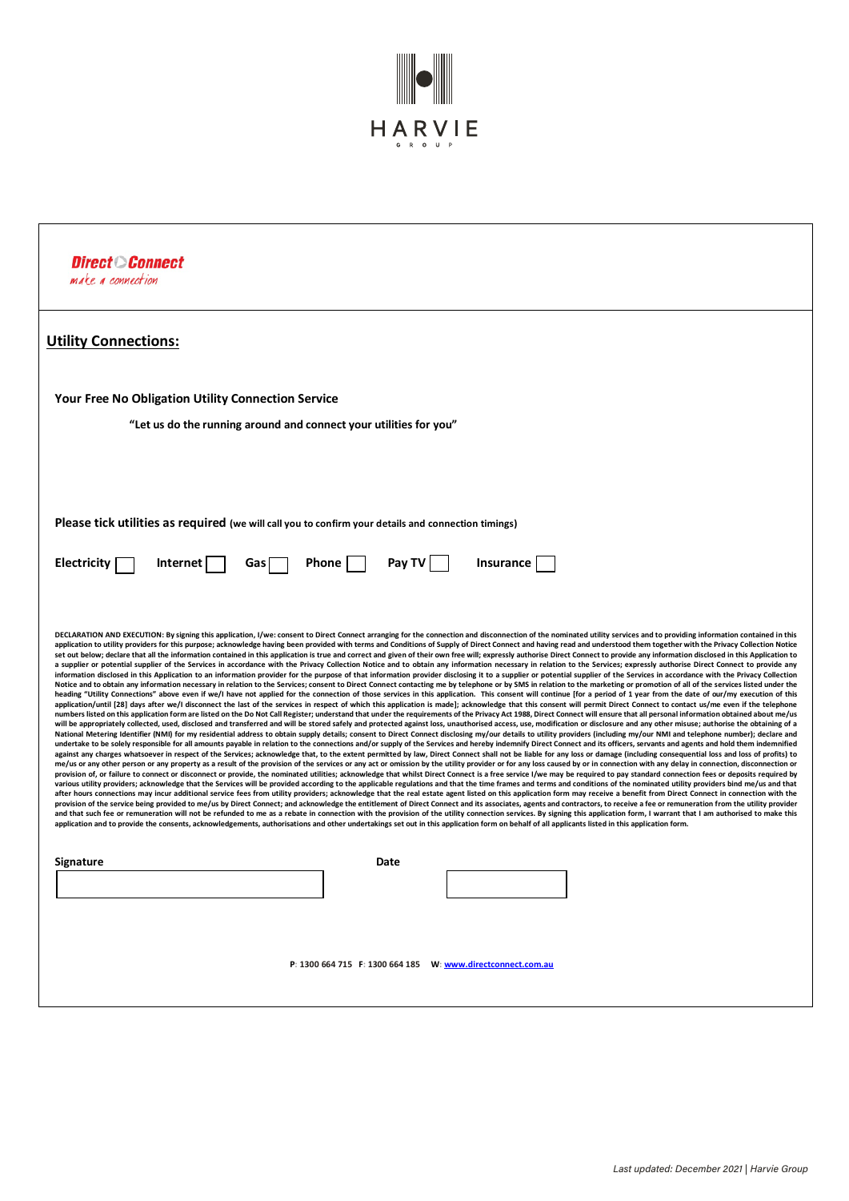HARVIE

GROUP

**Direct Connect**
*make a connection*

## Utility Connections:

**Your Free No Obligation Utility Connection Service**

**"Let us do the running around and connect your utilities for you"**

**Please tick utilities as required** **(we will call you to confirm your details and connection timings)**

**Electricity** ☐ **Internet** ☐ **Gas** ☐ **Phone** ☐ **Pay TV** ☐ **Insurance** ☐

**DECLARATION AND EXECUTION: By signing this application, I/we: consent to Direct Connect arranging for the connection and disconnection of the nominated utility services and to providing information contained in this application to utility providers for this purpose; acknowledge having been provided with terms and Conditions of Supply of Direct Connect and having read and understood them together with the Privacy Collection Notice set out below; declare that all the information contained in this application is true and correct and given of their own free will; expressly authorise Direct Connect to provide any information disclosed in this Application to a supplier or potential supplier of the Services in accordance with the Privacy Collection Notice and to obtain any information necessary in relation to the Services; expressly authorise Direct Connect to provide any information disclosed in this Application to an information provider for the purpose of that information provider disclosing it to a supplier or potential supplier of the Services in accordance with the Privacy Collection Notice and to obtain any information necessary in relation to the Services; consent to Direct Connect contacting me by telephone or by SMS in relation to the marketing or promotion of all of the services listed under the heading "Utility Connections" above even if we/I have not applied for the connection of those services in this application. This consent will continue [for a period of 1 year from the date of our/my execution of this application/until [28] days after we/I disconnect the last of the services in respect of which this application is made]; acknowledge that this consent will permit Direct Connect to contact us/me even if the telephone numbers listed on this application form are listed on the Do Not Call Register; understand that under the requirements of the Privacy Act 1988, Direct Connect will ensure that all personal information obtained about me/us will be appropriately collected, used, disclosed and transferred and will be stored safely and protected against loss, unauthorised access, use, modification or disclosure and any other misuse; authorise the obtaining of a National Metering Identifier (NMI) for my residential address to obtain supply details; consent to Direct Connect disclosing my/our details to utility providers (including my/our NMI and telephone number); declare and undertake to be solely responsible for all amounts payable in relation to the connections and/or supply of the Services and hereby indemnify Direct Connect and its officers, servants and agents and hold them indemnified against any charges whatsoever in respect of the Services; acknowledge that, to the extent permitted by law, Direct Connect shall not be liable for any loss or damage (including consequential loss and loss of profits) to me/us or any other person or any property as a result of the provision of the services or any act or omission by the utility provider or for any loss caused by or in connection with any delay in connection, disconnection or provision of, or failure to connect or disconnect or provide, the nominated utilities; acknowledge that whilst Direct Connect is a free service I/we may be required to pay standard connection fees or deposits required by various utility providers; acknowledge that the Services will be provided according to the applicable regulations and that the time frames and terms and conditions of the nominated utility providers bind me/us and that after hours connections may incur additional service fees from utility providers; acknowledge that the real estate agent listed on this application form may receive a benefit from Direct Connect in connection with the provision of the service being provided to me/us by Direct Connect; and acknowledge the entitlement of Direct Connect and its associates, agents and contractors, to receive a fee or remuneration from the utility provider and that such fee or remuneration will not be refunded to me as a rebate in connection with the provision of the utility connection services. By signing this application form, I warrant that I am authorised to make this application and to provide the consents, acknowledgements, authorisations and other undertakings set out in this application form on behalf of all applicants listed in this application form.**

**Signature** ____________________ **Date** ____________

**P**: 1300 664 715 **F**: 1300 664 185 **W**: www.directconnect.com.au

*Last updated: December 2021 | Harvie Group*